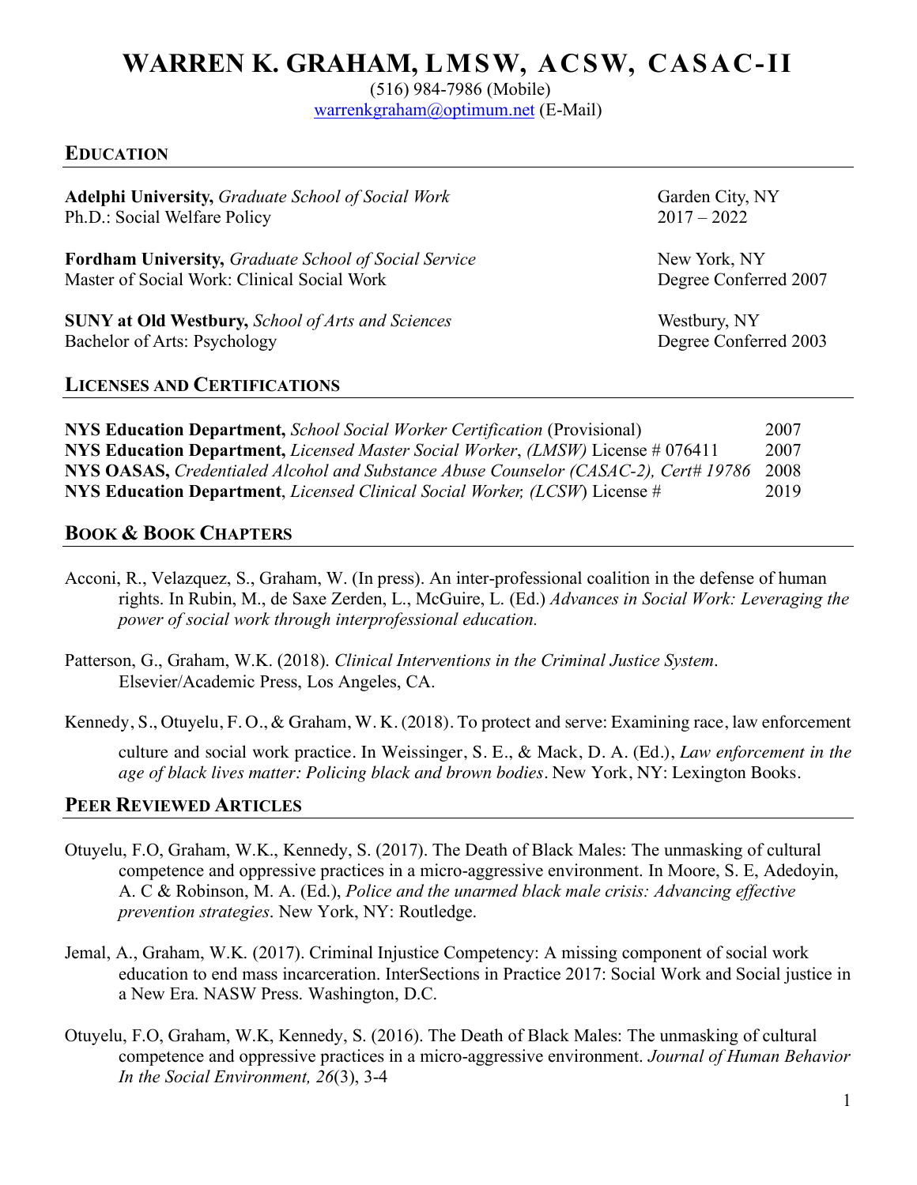# WARREN K. GRAHAM, LMSW, ACSW, CASAC-II

(516) 984-7986 (Mobile)
warrenkgraham@optimum.net (E-Mail)

## EDUCATION

**Adelphi University,** *Graduate School of Social Work* — Garden City, NY
Ph.D.: Social Welfare Policy — 2017 – 2022

**Fordham University,** *Graduate School of Social Service* — New York, NY
Master of Social Work: Clinical Social Work — Degree Conferred 2007

**SUNY at Old Westbury,** *School of Arts and Sciences* — Westbury, NY
Bachelor of Arts: Psychology — Degree Conferred 2003

## LICENSES AND CERTIFICATIONS

| | |
|---|---|
| **NYS Education Department,** *School Social Worker Certification* (Provisional) | 2007 |
| **NYS Education Department,** *Licensed Master Social Worker*, *(LMSW)* License # 076411 | 2007 |
| **NYS OASAS,** *Credentialed Alcohol and Substance Abuse Counselor (CASAC-2), Cert# 19786* | 2008 |
| **NYS Education Department**, *Licensed Clinical Social Worker, (LCSW*) License # | 2019 |

## BOOK & BOOK CHAPTERS

Acconi, R., Velazquez, S., Graham, W. (In press). An inter-professional coalition in the defense of human rights. In Rubin, M., de Saxe Zerden, L., McGuire, L. (Ed.) *Advances in Social Work: Leveraging the power of social work through interprofessional education.*

Patterson, G., Graham, W.K. (2018). *Clinical Interventions in the Criminal Justice System*. Elsevier/Academic Press, Los Angeles, CA.

Kennedy, S., Otuyelu, F. O., & Graham, W. K. (2018). To protect and serve: Examining race, law enforcement culture and social work practice. In Weissinger, S. E., & Mack, D. A. (Ed.), *Law enforcement in the age of black lives matter: Policing black and brown bodies*. New York, NY: Lexington Books.

## PEER REVIEWED ARTICLES

Otuyelu, F.O, Graham, W.K., Kennedy, S. (2017). The Death of Black Males: The unmasking of cultural competence and oppressive practices in a micro-aggressive environment. In Moore, S. E, Adedoyin, A. C & Robinson, M. A. (Ed.), *Police and the unarmed black male crisis: Advancing effective prevention strategies*. New York, NY: Routledge.

Jemal, A., Graham, W.K. (2017). Criminal Injustice Competency: A missing component of social work education to end mass incarceration. InterSections in Practice 2017: Social Work and Social justice in a New Era. NASW Press. Washington, D.C.

Otuyelu, F.O, Graham, W.K, Kennedy, S. (2016). The Death of Black Males: The unmasking of cultural competence and oppressive practices in a micro-aggressive environment. *Journal of Human Behavior In the Social Environment, 26*(3), 3-4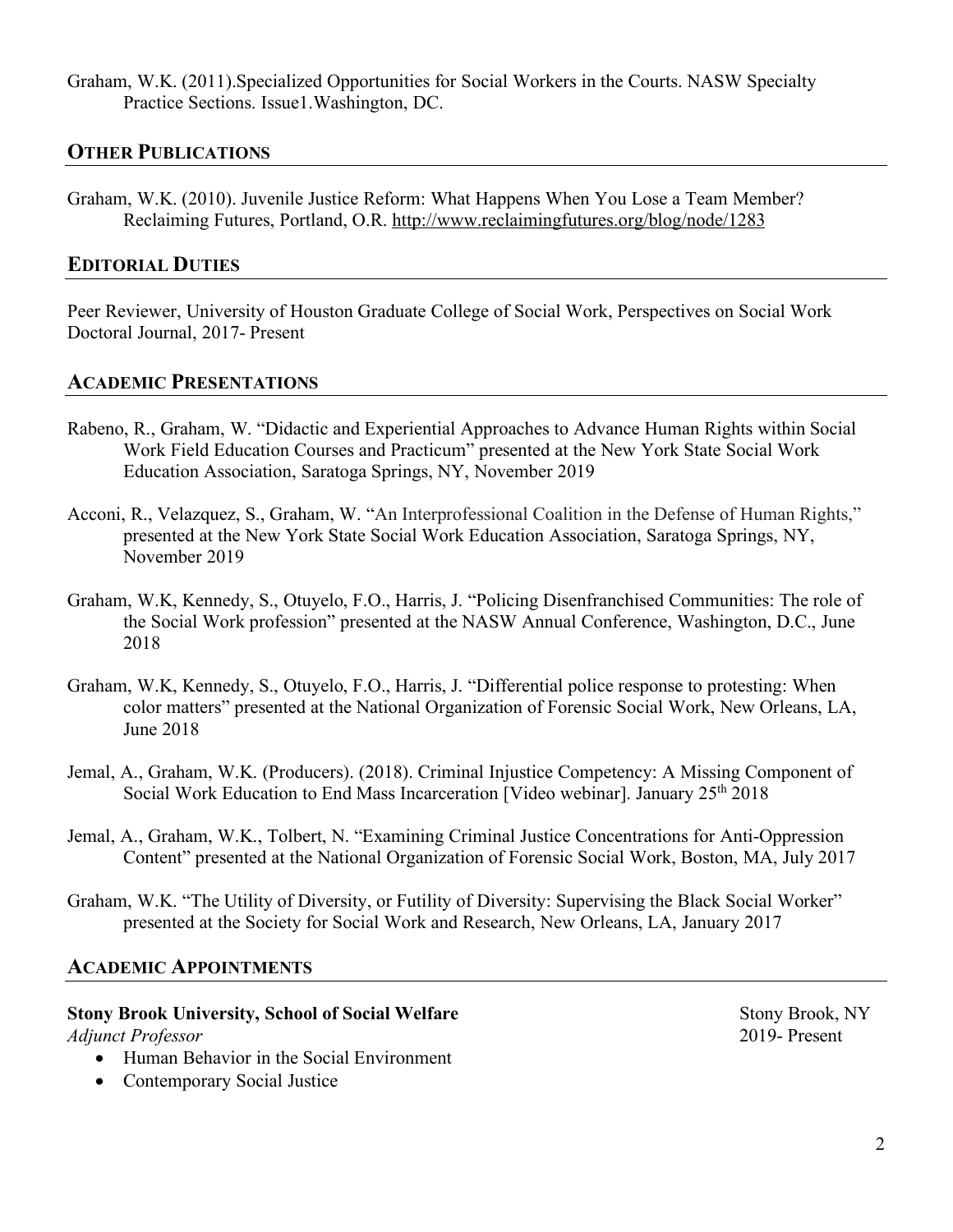Graham, W.K. (2011).Specialized Opportunities for Social Workers in the Courts. NASW Specialty Practice Sections. Issue1.Washington, DC.

## Other Publications

Graham, W.K. (2010). Juvenile Justice Reform: What Happens When You Lose a Team Member? Reclaiming Futures, Portland, O.R. http://www.reclaimingfutures.org/blog/node/1283

## Editorial Duties

Peer Reviewer, University of Houston Graduate College of Social Work, Perspectives on Social Work Doctoral Journal, 2017- Present

## Academic Presentations

Rabeno, R., Graham, W. "Didactic and Experiential Approaches to Advance Human Rights within Social Work Field Education Courses and Practicum" presented at the New York State Social Work Education Association, Saratoga Springs, NY, November 2019

Acconi, R., Velazquez, S., Graham, W. "An Interprofessional Coalition in the Defense of Human Rights," presented at the New York State Social Work Education Association, Saratoga Springs, NY, November 2019

Graham, W.K, Kennedy, S., Otuyelo, F.O., Harris, J. "Policing Disenfranchised Communities: The role of the Social Work profession" presented at the NASW Annual Conference, Washington, D.C., June 2018

Graham, W.K, Kennedy, S., Otuyelo, F.O., Harris, J. "Differential police response to protesting: When color matters" presented at the National Organization of Forensic Social Work, New Orleans, LA, June 2018

Jemal, A., Graham, W.K. (Producers). (2018). Criminal Injustice Competency: A Missing Component of Social Work Education to End Mass Incarceration [Video webinar]. January 25th 2018

Jemal, A., Graham, W.K., Tolbert, N. "Examining Criminal Justice Concentrations for Anti-Oppression Content" presented at the National Organization of Forensic Social Work, Boston, MA, July 2017

Graham, W.K. "The Utility of Diversity, or Futility of Diversity: Supervising the Black Social Worker" presented at the Society for Social Work and Research, New Orleans, LA, January 2017

## Academic Appointments

**Stony Brook University, School of Social Welfare** — Stony Brook, NY

*Adjunct Professor* — 2019- Present

- Human Behavior in the Social Environment
- Contemporary Social Justice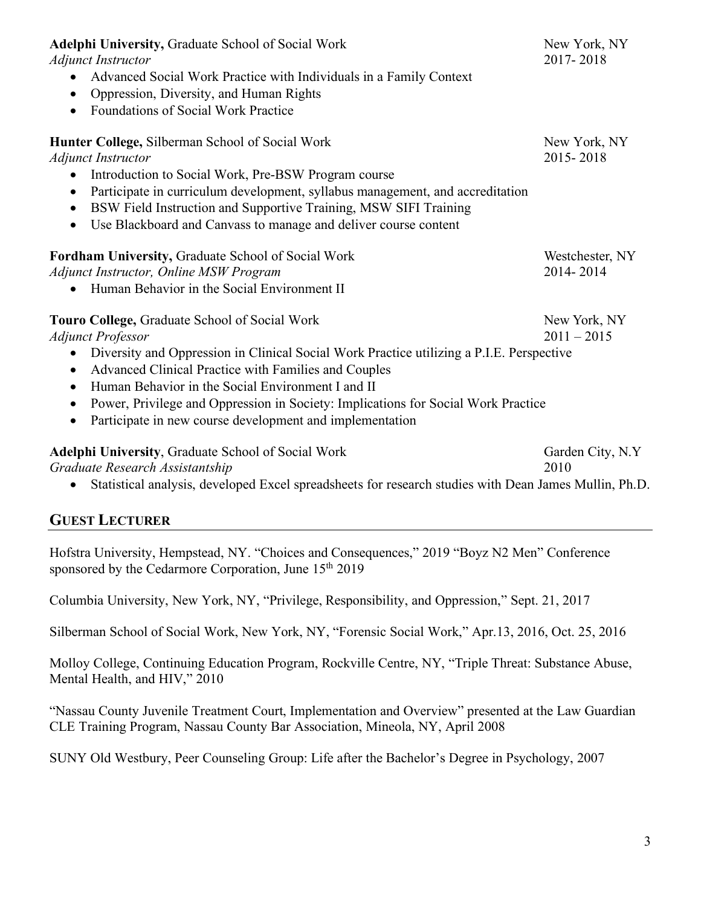**Adelphi University,** Graduate School of Social Work New York, NY
*Adjunct Instructor* 2017- 2018

- Advanced Social Work Practice with Individuals in a Family Context
- Oppression, Diversity, and Human Rights
- Foundations of Social Work Practice

**Hunter College,** Silberman School of Social Work New York, NY
*Adjunct Instructor* 2015- 2018

- Introduction to Social Work, Pre-BSW Program course
- Participate in curriculum development, syllabus management, and accreditation
- BSW Field Instruction and Supportive Training, MSW SIFI Training
- Use Blackboard and Canvass to manage and deliver course content

**Fordham University,** Graduate School of Social Work Westchester, NY
*Adjunct Instructor, Online MSW Program* 2014- 2014

- Human Behavior in the Social Environment II

**Touro College,** Graduate School of Social Work New York, NY
*Adjunct Professor* 2011 – 2015

- Diversity and Oppression in Clinical Social Work Practice utilizing a P.I.E. Perspective
- Advanced Clinical Practice with Families and Couples
- Human Behavior in the Social Environment I and II
- Power, Privilege and Oppression in Society: Implications for Social Work Practice
- Participate in new course development and implementation

**Adelphi University**, Graduate School of Social Work Garden City, N.Y
*Graduate Research Assistantship* 2010

- Statistical analysis, developed Excel spreadsheets for research studies with Dean James Mullin, Ph.D.

## GUEST LECTURER

Hofstra University, Hempstead, NY. "Choices and Consequences," 2019 "Boyz N2 Men" Conference sponsored by the Cedarmore Corporation, June 15th 2019

Columbia University, New York, NY, "Privilege, Responsibility, and Oppression," Sept. 21, 2017

Silberman School of Social Work, New York, NY, "Forensic Social Work," Apr.13, 2016, Oct. 25, 2016

Molloy College, Continuing Education Program, Rockville Centre, NY, "Triple Threat: Substance Abuse, Mental Health, and HIV," 2010

"Nassau County Juvenile Treatment Court, Implementation and Overview" presented at the Law Guardian CLE Training Program, Nassau County Bar Association, Mineola, NY, April 2008

SUNY Old Westbury, Peer Counseling Group: Life after the Bachelor's Degree in Psychology, 2007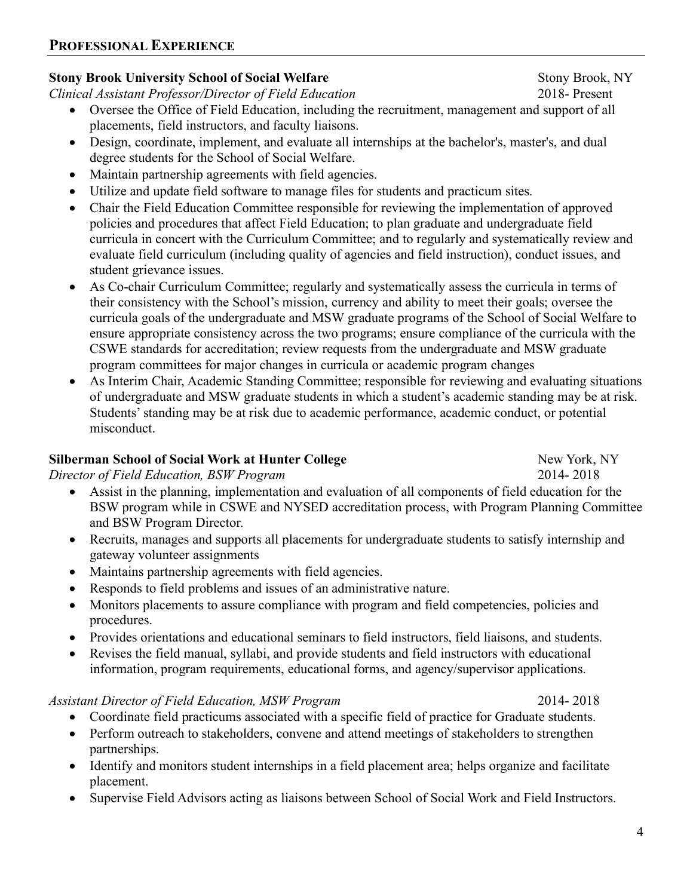## PROFESSIONAL EXPERIENCE

**Stony Brook University School of Social Welfare** — Stony Brook, NY
*Clinical Assistant Professor/Director of Field Education* — 2018- Present

- Oversee the Office of Field Education, including the recruitment, management and support of all placements, field instructors, and faculty liaisons.
- Design, coordinate, implement, and evaluate all internships at the bachelor's, master's, and dual degree students for the School of Social Welfare.
- Maintain partnership agreements with field agencies.
- Utilize and update field software to manage files for students and practicum sites.
- Chair the Field Education Committee responsible for reviewing the implementation of approved policies and procedures that affect Field Education; to plan graduate and undergraduate field curricula in concert with the Curriculum Committee; and to regularly and systematically review and evaluate field curriculum (including quality of agencies and field instruction), conduct issues, and student grievance issues.
- As Co-chair Curriculum Committee; regularly and systematically assess the curricula in terms of their consistency with the School's mission, currency and ability to meet their goals; oversee the curricula goals of the undergraduate and MSW graduate programs of the School of Social Welfare to ensure appropriate consistency across the two programs; ensure compliance of the curricula with the CSWE standards for accreditation; review requests from the undergraduate and MSW graduate program committees for major changes in curricula or academic program changes
- As Interim Chair, Academic Standing Committee; responsible for reviewing and evaluating situations of undergraduate and MSW graduate students in which a student's academic standing may be at risk. Students' standing may be at risk due to academic performance, academic conduct, or potential misconduct.

**Silberman School of Social Work at Hunter College** — New York, NY
*Director of Field Education, BSW Program* — 2014- 2018

- Assist in the planning, implementation and evaluation of all components of field education for the BSW program while in CSWE and NYSED accreditation process, with Program Planning Committee and BSW Program Director.
- Recruits, manages and supports all placements for undergraduate students to satisfy internship and gateway volunteer assignments
- Maintains partnership agreements with field agencies.
- Responds to field problems and issues of an administrative nature.
- Monitors placements to assure compliance with program and field competencies, policies and procedures.
- Provides orientations and educational seminars to field instructors, field liaisons, and students.
- Revises the field manual, syllabi, and provide students and field instructors with educational information, program requirements, educational forms, and agency/supervisor applications.

*Assistant Director of Field Education, MSW Program* — 2014- 2018

- Coordinate field practicums associated with a specific field of practice for Graduate students.
- Perform outreach to stakeholders, convene and attend meetings of stakeholders to strengthen partnerships.
- Identify and monitors student internships in a field placement area; helps organize and facilitate placement.
- Supervise Field Advisors acting as liaisons between School of Social Work and Field Instructors.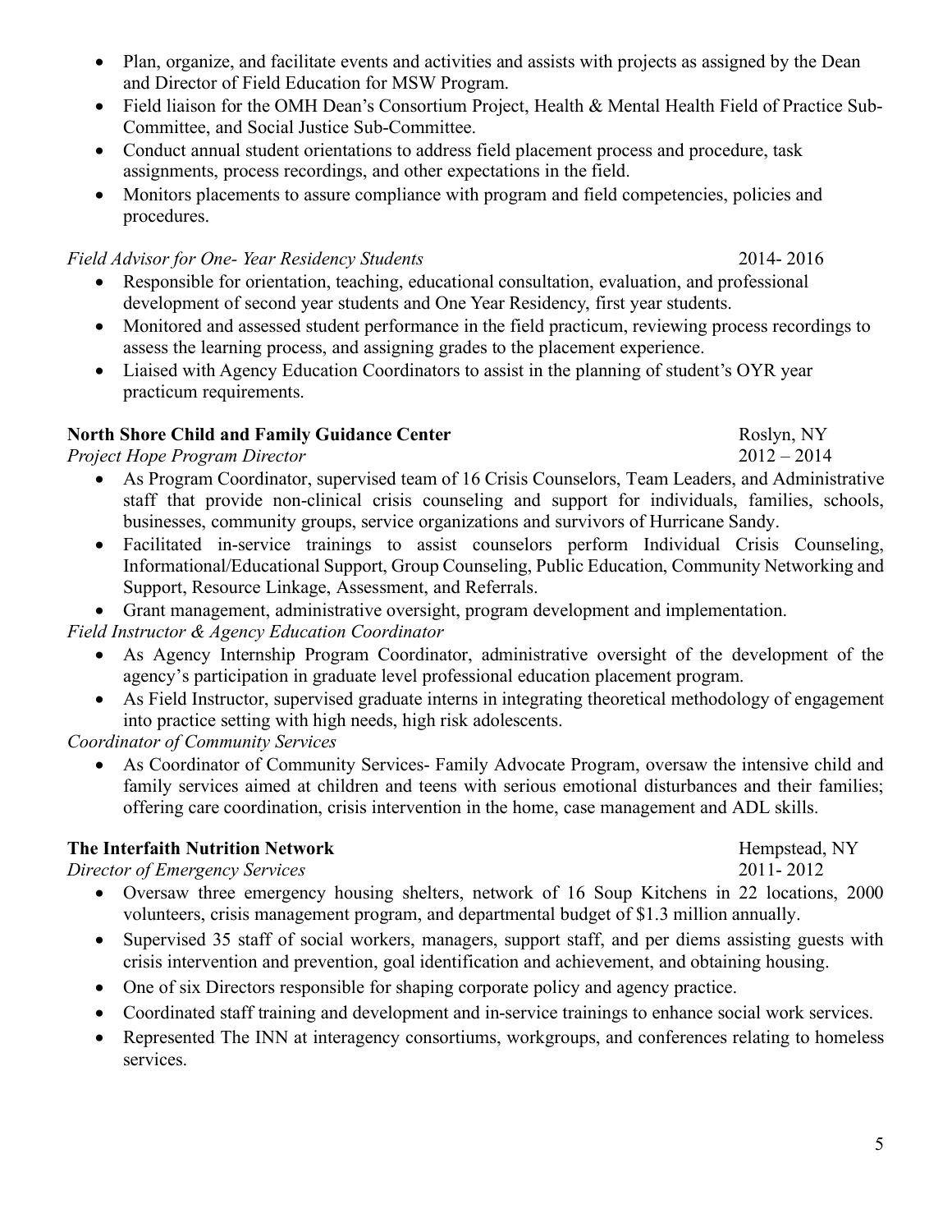- Plan, organize, and facilitate events and activities and assists with projects as assigned by the Dean and Director of Field Education for MSW Program.
- Field liaison for the OMH Dean's Consortium Project, Health & Mental Health Field of Practice Sub-Committee, and Social Justice Sub-Committee.
- Conduct annual student orientations to address field placement process and procedure, task assignments, process recordings, and other expectations in the field.
- Monitors placements to assure compliance with program and field competencies, policies and procedures.

*Field Advisor for One- Year Residency Students* 2014- 2016

- Responsible for orientation, teaching, educational consultation, evaluation, and professional development of second year students and One Year Residency, first year students.
- Monitored and assessed student performance in the field practicum, reviewing process recordings to assess the learning process, and assigning grades to the placement experience.
- Liaised with Agency Education Coordinators to assist in the planning of student's OYR year practicum requirements.

**North Shore Child and Family Guidance Center** Roslyn, NY

*Project Hope Program Director* 2012 – 2014

- As Program Coordinator, supervised team of 16 Crisis Counselors, Team Leaders, and Administrative staff that provide non-clinical crisis counseling and support for individuals, families, schools, businesses, community groups, service organizations and survivors of Hurricane Sandy.
- Facilitated in-service trainings to assist counselors perform Individual Crisis Counseling, Informational/Educational Support, Group Counseling, Public Education, Community Networking and Support, Resource Linkage, Assessment, and Referrals.
- Grant management, administrative oversight, program development and implementation.

*Field Instructor & Agency Education Coordinator*

- As Agency Internship Program Coordinator, administrative oversight of the development of the agency's participation in graduate level professional education placement program.
- As Field Instructor, supervised graduate interns in integrating theoretical methodology of engagement into practice setting with high needs, high risk adolescents.

*Coordinator of Community Services*

- As Coordinator of Community Services- Family Advocate Program, oversaw the intensive child and family services aimed at children and teens with serious emotional disturbances and their families; offering care coordination, crisis intervention in the home, case management and ADL skills.

**The Interfaith Nutrition Network** Hempstead, NY

*Director of Emergency Services* 2011- 2012

- Oversaw three emergency housing shelters, network of 16 Soup Kitchens in 22 locations, 2000 volunteers, crisis management program, and departmental budget of $1.3 million annually.
- Supervised 35 staff of social workers, managers, support staff, and per diems assisting guests with crisis intervention and prevention, goal identification and achievement, and obtaining housing.
- One of six Directors responsible for shaping corporate policy and agency practice.
- Coordinated staff training and development and in-service trainings to enhance social work services.
- Represented The INN at interagency consortiums, workgroups, and conferences relating to homeless services.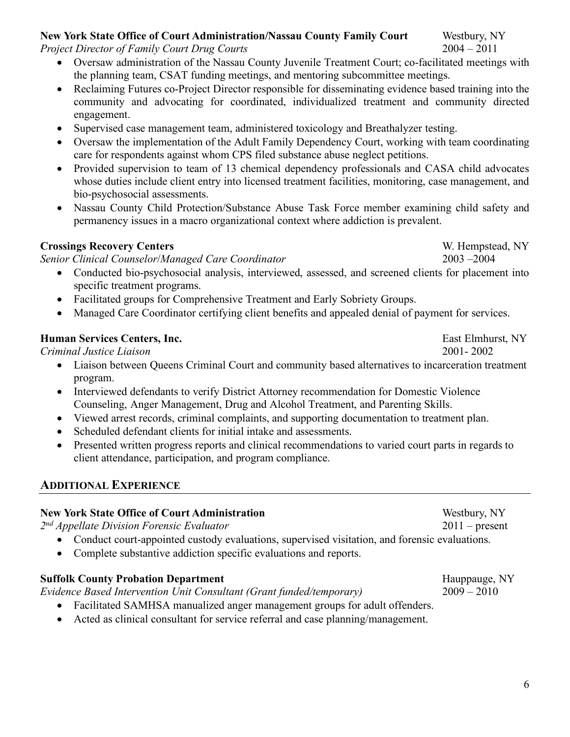**New York State Office of Court Administration/Nassau County Family Court** Westbury, NY
*Project Director of Family Court Drug Courts* 2004 – 2011

- Oversaw administration of the Nassau County Juvenile Treatment Court; co-facilitated meetings with the planning team, CSAT funding meetings, and mentoring subcommittee meetings.
- Reclaiming Futures co-Project Director responsible for disseminating evidence based training into the community and advocating for coordinated, individualized treatment and community directed engagement.
- Supervised case management team, administered toxicology and Breathalyzer testing.
- Oversaw the implementation of the Adult Family Dependency Court, working with team coordinating care for respondents against whom CPS filed substance abuse neglect petitions.
- Provided supervision to team of 13 chemical dependency professionals and CASA child advocates whose duties include client entry into licensed treatment facilities, monitoring, case management, and bio-psychosocial assessments.
- Nassau County Child Protection/Substance Abuse Task Force member examining child safety and permanency issues in a macro organizational context where addiction is prevalent.

**Crossings Recovery Centers** W. Hempstead, NY
*Senior Clinical Counselor/Managed Care Coordinator* 2003 –2004

- Conducted bio-psychosocial analysis, interviewed, assessed, and screened clients for placement into specific treatment programs.
- Facilitated groups for Comprehensive Treatment and Early Sobriety Groups.
- Managed Care Coordinator certifying client benefits and appealed denial of payment for services.

**Human Services Centers, Inc.** East Elmhurst, NY
*Criminal Justice Liaison* 2001- 2002

- Liaison between Queens Criminal Court and community based alternatives to incarceration treatment program.
- Interviewed defendants to verify District Attorney recommendation for Domestic Violence Counseling, Anger Management, Drug and Alcohol Treatment, and Parenting Skills.
- Viewed arrest records, criminal complaints, and supporting documentation to treatment plan.
- Scheduled defendant clients for initial intake and assessments.
- Presented written progress reports and clinical recommendations to varied court parts in regards to client attendance, participation, and program compliance.

## ADDITIONAL EXPERIENCE

**New York State Office of Court Administration** Westbury, NY
*2nd Appellate Division Forensic Evaluator* 2011 – present

- Conduct court-appointed custody evaluations, supervised visitation, and forensic evaluations.
- Complete substantive addiction specific evaluations and reports.

**Suffolk County Probation Department** Hauppauge, NY
*Evidence Based Intervention Unit Consultant (Grant funded/temporary)* 2009 – 2010

- Facilitated SAMHSA manualized anger management groups for adult offenders.
- Acted as clinical consultant for service referral and case planning/management.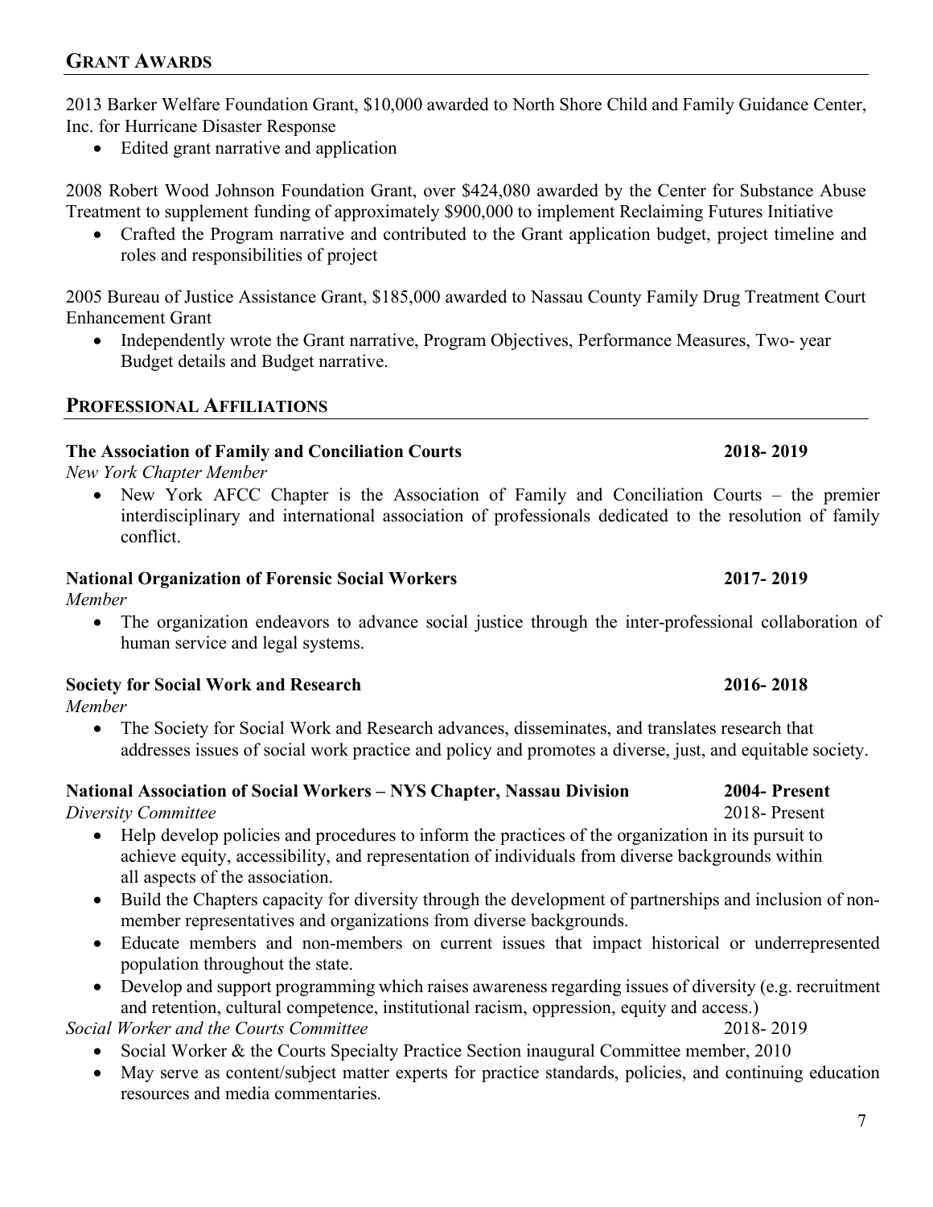## GRANT AWARDS

2013 Barker Welfare Foundation Grant, $10,000 awarded to North Shore Child and Family Guidance Center, Inc. for Hurricane Disaster Response

- Edited grant narrative and application

2008 Robert Wood Johnson Foundation Grant, over $424,080 awarded by the Center for Substance Abuse Treatment to supplement funding of approximately $900,000 to implement Reclaiming Futures Initiative

- Crafted the Program narrative and contributed to the Grant application budget, project timeline and roles and responsibilities of project

2005 Bureau of Justice Assistance Grant, $185,000 awarded to Nassau County Family Drug Treatment Court Enhancement Grant

- Independently wrote the Grant narrative, Program Objectives, Performance Measures, Two- year Budget details and Budget narrative.

## PROFESSIONAL AFFILIATIONS

**The Association of Family and Conciliation Courts** **2018- 2019**
*New York Chapter Member*

- New York AFCC Chapter is the Association of Family and Conciliation Courts – the premier interdisciplinary and international association of professionals dedicated to the resolution of family conflict.

**National Organization of Forensic Social Workers** **2017- 2019**
*Member*

- The organization endeavors to advance social justice through the inter-professional collaboration of human service and legal systems.

**Society for Social Work and Research** **2016- 2018**
*Member*

- The Society for Social Work and Research advances, disseminates, and translates research that addresses issues of social work practice and policy and promotes a diverse, just, and equitable society.

**National Association of Social Workers – NYS Chapter, Nassau Division** **2004- Present**
*Diversity Committee* 2018- Present

- Help develop policies and procedures to inform the practices of the organization in its pursuit to achieve equity, accessibility, and representation of individuals from diverse backgrounds within all aspects of the association.
- Build the Chapters capacity for diversity through the development of partnerships and inclusion of non-member representatives and organizations from diverse backgrounds.
- Educate members and non-members on current issues that impact historical or underrepresented population throughout the state.
- Develop and support programming which raises awareness regarding issues of diversity (e.g. recruitment and retention, cultural competence, institutional racism, oppression, equity and access.)

*Social Worker and the Courts Committee* 2018- 2019

- Social Worker & the Courts Specialty Practice Section inaugural Committee member, 2010
- May serve as content/subject matter experts for practice standards, policies, and continuing education resources and media commentaries.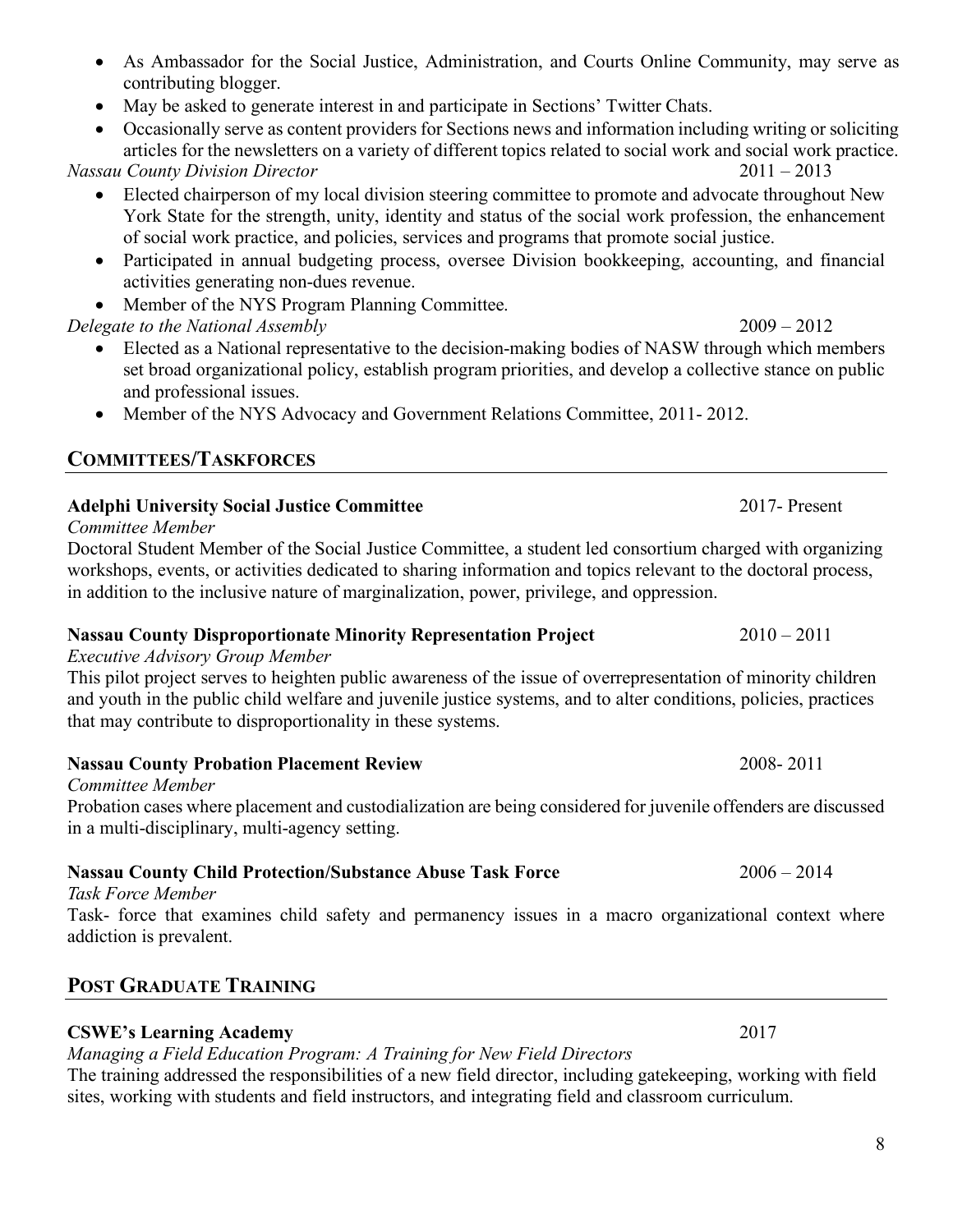- As Ambassador for the Social Justice, Administration, and Courts Online Community, may serve as contributing blogger.
- May be asked to generate interest in and participate in Sections' Twitter Chats.
- Occasionally serve as content providers for Sections news and information including writing or soliciting articles for the newsletters on a variety of different topics related to social work and social work practice.

*Nassau County Division Director* 2011 – 2013

- Elected chairperson of my local division steering committee to promote and advocate throughout New York State for the strength, unity, identity and status of the social work profession, the enhancement of social work practice, and policies, services and programs that promote social justice.
- Participated in annual budgeting process, oversee Division bookkeeping, accounting, and financial activities generating non-dues revenue.
- Member of the NYS Program Planning Committee.

*Delegate to the National Assembly* 2009 – 2012

- Elected as a National representative to the decision-making bodies of NASW through which members set broad organizational policy, establish program priorities, and develop a collective stance on public and professional issues.
- Member of the NYS Advocacy and Government Relations Committee, 2011- 2012.

## COMMITTEES/TASKFORCES

**Adelphi University Social Justice Committee** 2017- Present
*Committee Member*
Doctoral Student Member of the Social Justice Committee, a student led consortium charged with organizing workshops, events, or activities dedicated to sharing information and topics relevant to the doctoral process, in addition to the inclusive nature of marginalization, power, privilege, and oppression.

**Nassau County Disproportionate Minority Representation Project** 2010 – 2011
*Executive Advisory Group Member*
This pilot project serves to heighten public awareness of the issue of overrepresentation of minority children and youth in the public child welfare and juvenile justice systems, and to alter conditions, policies, practices that may contribute to disproportionality in these systems.

**Nassau County Probation Placement Review** 2008- 2011
*Committee Member*
Probation cases where placement and custodialization are being considered for juvenile offenders are discussed in a multi-disciplinary, multi-agency setting.

**Nassau County Child Protection/Substance Abuse Task Force** 2006 – 2014
*Task Force Member*
Task- force that examines child safety and permanency issues in a macro organizational context where addiction is prevalent.

## POST GRADUATE TRAINING

**CSWE's Learning Academy** 2017
*Managing a Field Education Program: A Training for New Field Directors*
The training addressed the responsibilities of a new field director, including gatekeeping, working with field sites, working with students and field instructors, and integrating field and classroom curriculum.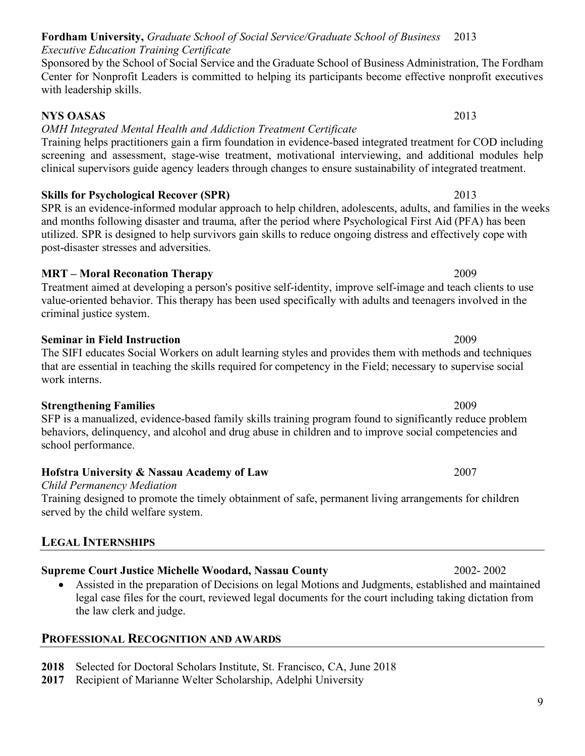**Fordham University,** *Graduate School of Social Service/Graduate School of Business* 2013
*Executive Education Training Certificate*
Sponsored by the School of Social Service and the Graduate School of Business Administration, The Fordham Center for Nonprofit Leaders is committed to helping its participants become effective nonprofit executives with leadership skills.

**NYS OASAS** 2013
*OMH Integrated Mental Health and Addiction Treatment Certificate*
Training helps practitioners gain a firm foundation in evidence-based integrated treatment for COD including screening and assessment, stage-wise treatment, motivational interviewing, and additional modules help clinical supervisors guide agency leaders through changes to ensure sustainability of integrated treatment.

**Skills for Psychological Recover (SPR)** 2013
SPR is an evidence-informed modular approach to help children, adolescents, adults, and families in the weeks and months following disaster and trauma, after the period where Psychological First Aid (PFA) has been utilized. SPR is designed to help survivors gain skills to reduce ongoing distress and effectively cope with post-disaster stresses and adversities.

**MRT – Moral Reconation Therapy** 2009
Treatment aimed at developing a person's positive self-identity, improve self-image and teach clients to use value-oriented behavior. This therapy has been used specifically with adults and teenagers involved in the criminal justice system.

**Seminar in Field Instruction** 2009
The SIFI educates Social Workers on adult learning styles and provides them with methods and techniques that are essential in teaching the skills required for competency in the Field; necessary to supervise social work interns.

**Strengthening Families** 2009
SFP is a manualized, evidence-based family skills training program found to significantly reduce problem behaviors, delinquency, and alcohol and drug abuse in children and to improve social competencies and school performance.

**Hofstra University & Nassau Academy of Law** 2007
*Child Permanency Mediation*
Training designed to promote the timely obtainment of safe, permanent living arrangements for children served by the child welfare system.

## LEGAL INTERNSHIPS

**Supreme Court Justice Michelle Woodard, Nassau County** 2002- 2002

- Assisted in the preparation of Decisions on legal Motions and Judgments, established and maintained legal case files for the court, reviewed legal documents for the court including taking dictation from the law clerk and judge.

## PROFESSIONAL RECOGNITION AND AWARDS

**2018** Selected for Doctoral Scholars Institute, St. Francisco, CA, June 2018
**2017** Recipient of Marianne Welter Scholarship, Adelphi University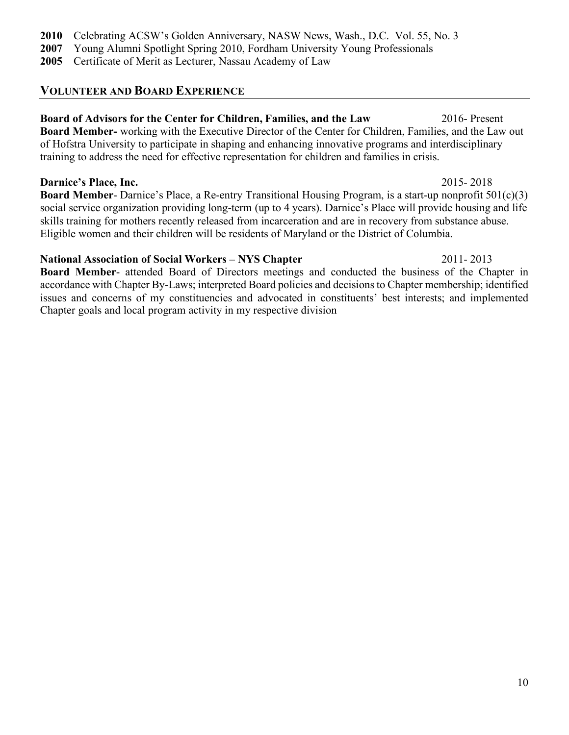**2010** Celebrating ACSW's Golden Anniversary, NASW News, Wash., D.C. Vol. 55, No. 3
**2007** Young Alumni Spotlight Spring 2010, Fordham University Young Professionals
**2005** Certificate of Merit as Lecturer, Nassau Academy of Law

## VOLUNTEER AND BOARD EXPERIENCE

**Board of Advisors for the Center for Children, Families, and the Law** 2016- Present
**Board Member-** working with the Executive Director of the Center for Children, Families, and the Law out of Hofstra University to participate in shaping and enhancing innovative programs and interdisciplinary training to address the need for effective representation for children and families in crisis.

**Darnice's Place, Inc.** 2015- 2018
**Board Member**- Darnice's Place, a Re-entry Transitional Housing Program, is a start-up nonprofit 501(c)(3) social service organization providing long-term (up to 4 years). Darnice's Place will provide housing and life skills training for mothers recently released from incarceration and are in recovery from substance abuse. Eligible women and their children will be residents of Maryland or the District of Columbia.

**National Association of Social Workers – NYS Chapter** 2011- 2013
**Board Member**- attended Board of Directors meetings and conducted the business of the Chapter in accordance with Chapter By-Laws; interpreted Board policies and decisions to Chapter membership; identified issues and concerns of my constituencies and advocated in constituents' best interests; and implemented Chapter goals and local program activity in my respective division